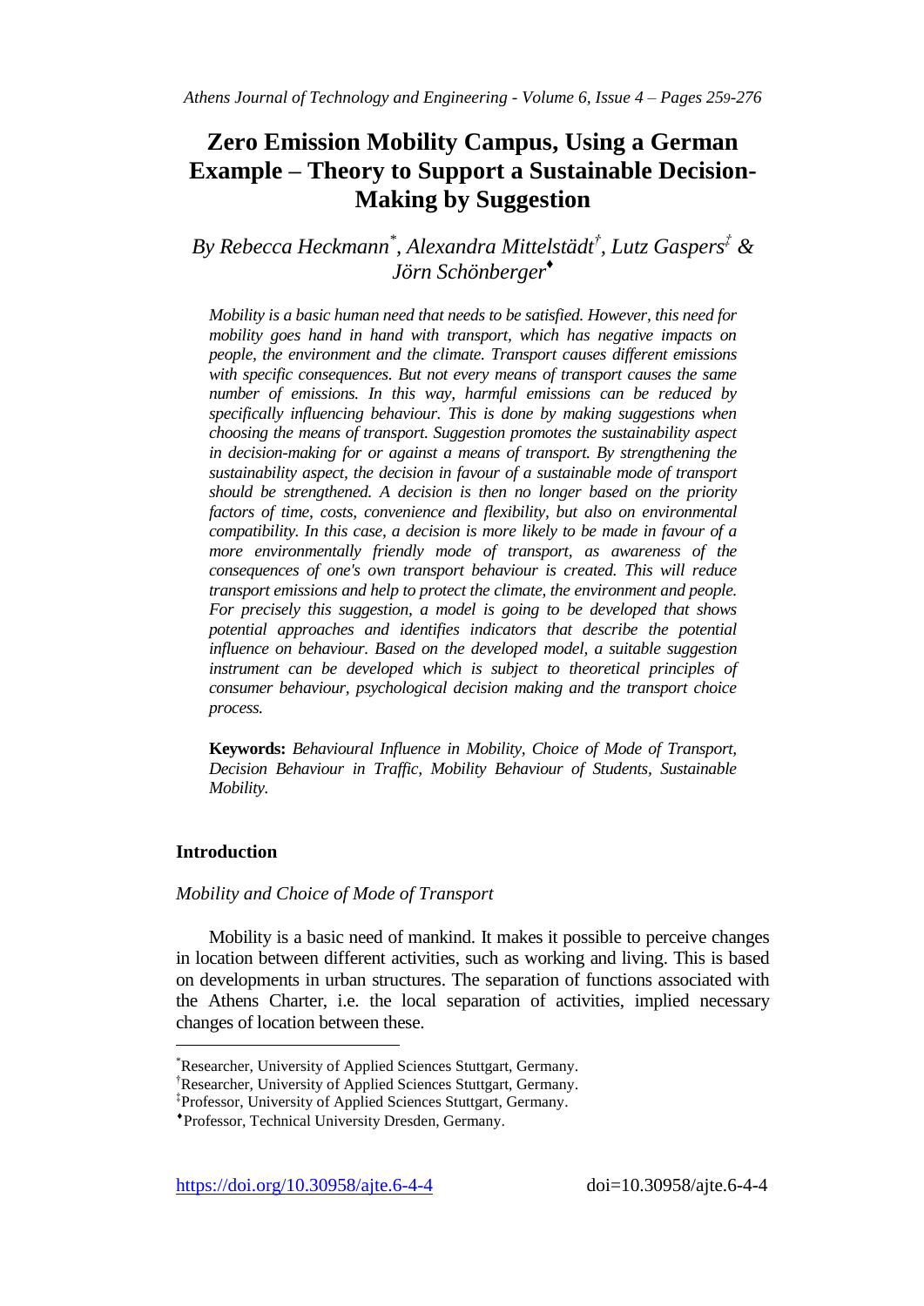# Zero Emission Mobility Campus, Using a German Example – Theory to Support a Sustainable Decision-Making by Suggestion

*By Rebecca Heckmann[\*], Alexandra Mittelstädt[†], Lutz Gaspers[‡] & Jörn Schönberger[♦]*

*Mobility is a basic human need that needs to be satisfied. However, this need for mobility goes hand in hand with transport, which has negative impacts on people, the environment and the climate. Transport causes different emissions with specific consequences. But not every means of transport causes the same number of emissions. In this way, harmful emissions can be reduced by specifically influencing behaviour. This is done by making suggestions when choosing the means of transport. Suggestion promotes the sustainability aspect in decision-making for or against a means of transport. By strengthening the sustainability aspect, the decision in favour of a sustainable mode of transport should be strengthened. A decision is then no longer based on the priority factors of time, costs, convenience and flexibility, but also on environmental compatibility. In this case, a decision is more likely to be made in favour of a more environmentally friendly mode of transport, as awareness of the consequences of one's own transport behaviour is created. This will reduce transport emissions and help to protect the climate, the environment and people. For precisely this suggestion, a model is going to be developed that shows potential approaches and identifies indicators that describe the potential influence on behaviour. Based on the developed model, a suitable suggestion instrument can be developed which is subject to theoretical principles of consumer behaviour, psychological decision making and the transport choice process.*

**Keywords:** *Behavioural Influence in Mobility, Choice of Mode of Transport, Decision Behaviour in Traffic, Mobility Behaviour of Students, Sustainable Mobility.*

## Introduction

### *Mobility and Choice of Mode of Transport*

Mobility is a basic need of mankind. It makes it possible to perceive changes in location between different activities, such as working and living. This is based on developments in urban structures. The separation of functions associated with the Athens Charter, i.e. the local separation of activities, implied necessary changes of location between these.

---

[\*] Researcher, University of Applied Sciences Stuttgart, Germany.
[†] Researcher, University of Applied Sciences Stuttgart, Germany.
[‡] Professor, University of Applied Sciences Stuttgart, Germany.
[♦] Professor, Technical University Dresden, Germany.

https://doi.org/10.30958/ajte.6-4-4 doi=10.30958/ajte.6-4-4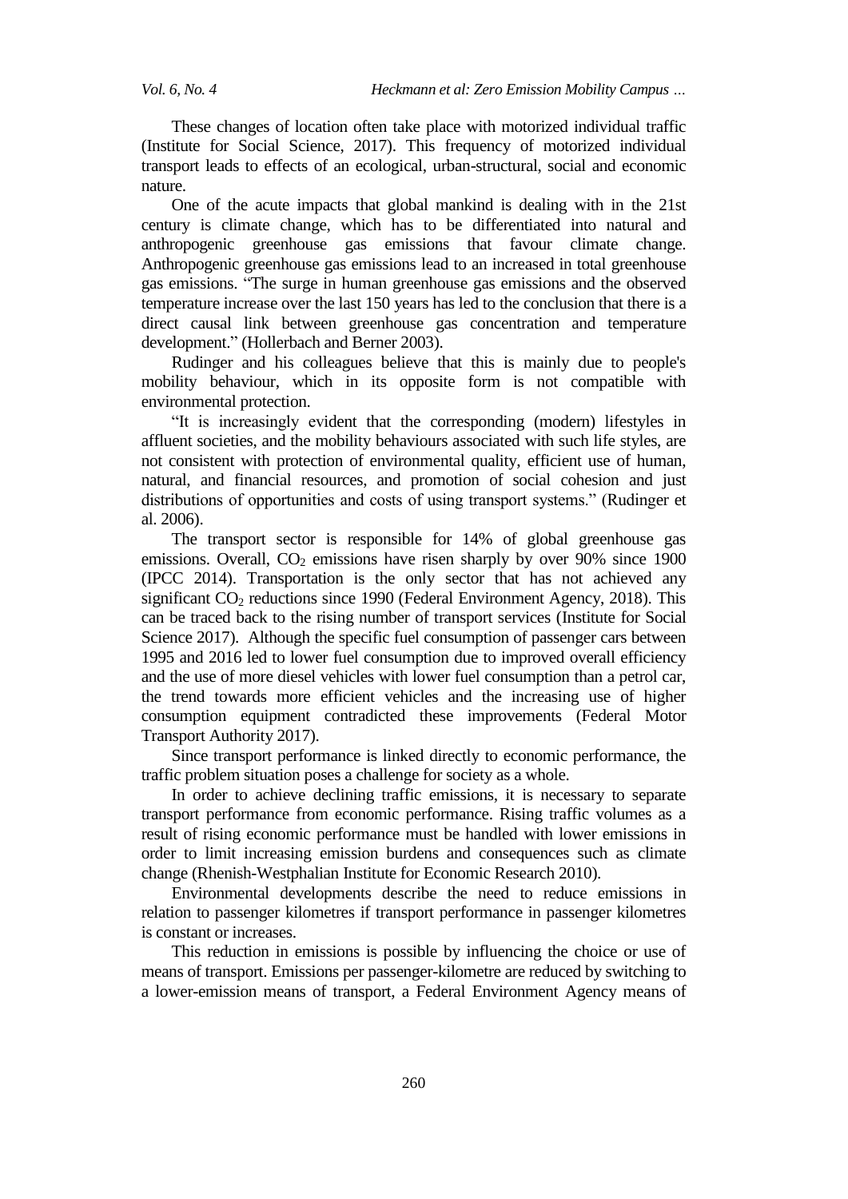These changes of location often take place with motorized individual traffic (Institute for Social Science, 2017). This frequency of motorized individual transport leads to effects of an ecological, urban-structural, social and economic nature.

One of the acute impacts that global mankind is dealing with in the 21st century is climate change, which has to be differentiated into natural and anthropogenic greenhouse gas emissions that favour climate change. Anthropogenic greenhouse gas emissions lead to an increased in total greenhouse gas emissions. "The surge in human greenhouse gas emissions and the observed temperature increase over the last 150 years has led to the conclusion that there is a direct causal link between greenhouse gas concentration and temperature development." (Hollerbach and Berner 2003).

Rudinger and his colleagues believe that this is mainly due to people's mobility behaviour, which in its opposite form is not compatible with environmental protection.

"It is increasingly evident that the corresponding (modern) lifestyles in affluent societies, and the mobility behaviours associated with such life styles, are not consistent with protection of environmental quality, efficient use of human, natural, and financial resources, and promotion of social cohesion and just distributions of opportunities and costs of using transport systems." (Rudinger et al. 2006).

The transport sector is responsible for 14% of global greenhouse gas emissions. Overall, $CO_2$ emissions have risen sharply by over 90% since 1900 (IPCC 2014). Transportation is the only sector that has not achieved any significant $CO_2$ reductions since 1990 (Federal Environment Agency, 2018). This can be traced back to the rising number of transport services (Institute for Social Science 2017). Although the specific fuel consumption of passenger cars between 1995 and 2016 led to lower fuel consumption due to improved overall efficiency and the use of more diesel vehicles with lower fuel consumption than a petrol car, the trend towards more efficient vehicles and the increasing use of higher consumption equipment contradicted these improvements (Federal Motor Transport Authority 2017).

Since transport performance is linked directly to economic performance, the traffic problem situation poses a challenge for society as a whole.

In order to achieve declining traffic emissions, it is necessary to separate transport performance from economic performance. Rising traffic volumes as a result of rising economic performance must be handled with lower emissions in order to limit increasing emission burdens and consequences such as climate change (Rhenish-Westphalian Institute for Economic Research 2010).

Environmental developments describe the need to reduce emissions in relation to passenger kilometres if transport performance in passenger kilometres is constant or increases.

This reduction in emissions is possible by influencing the choice or use of means of transport. Emissions per passenger-kilometre are reduced by switching to a lower-emission means of transport, a Federal Environment Agency means of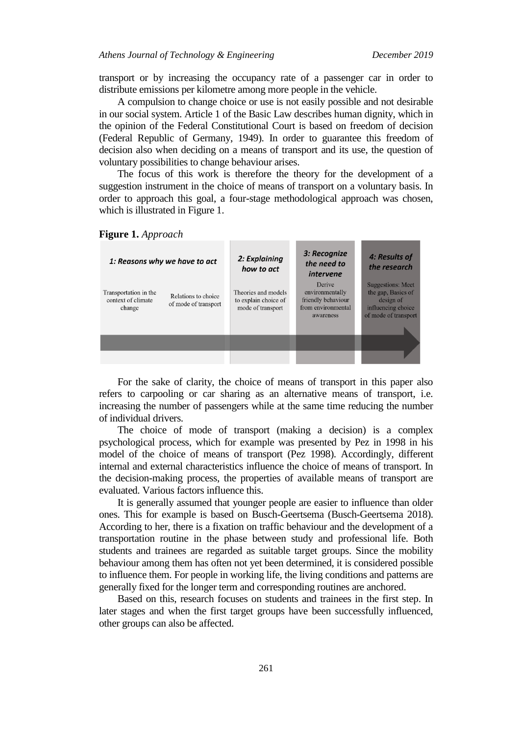transport or by increasing the occupancy rate of a passenger car in order to distribute emissions per kilometre among more people in the vehicle.

A compulsion to change choice or use is not easily possible and not desirable in our social system. Article 1 of the Basic Law describes human dignity, which in the opinion of the Federal Constitutional Court is based on freedom of decision (Federal Republic of Germany, 1949). In order to guarantee this freedom of decision also when deciding on a means of transport and its use, the question of voluntary possibilities to change behaviour arises.

The focus of this work is therefore the theory for the development of a suggestion instrument in the choice of means of transport on a voluntary basis. In order to approach this goal, a four-stage methodological approach was chosen, which is illustrated in Figure 1.

**Figure 1.** *Approach*

| *1: Reasons why we have to act* | | *2: Explaining how to act* | *3: Recognize the need to intervene* | *4: Results of the research* |
|---|---|---|---|---|
| Transportation in the context of climate change | Relations to choice of mode of transport | Theories and models to explain choice of mode of transport | Derive environmentally friendly behaviour from environmental awareness | Suggestions: Meet the gap, Basics of design of influencing choice of mode of transport |

For the sake of clarity, the choice of means of transport in this paper also refers to carpooling or car sharing as an alternative means of transport, i.e. increasing the number of passengers while at the same time reducing the number of individual drivers.

The choice of mode of transport (making a decision) is a complex psychological process, which for example was presented by Pez in 1998 in his model of the choice of means of transport (Pez 1998). Accordingly, different internal and external characteristics influence the choice of means of transport. In the decision-making process, the properties of available means of transport are evaluated. Various factors influence this.

It is generally assumed that younger people are easier to influence than older ones. This for example is based on Busch-Geertsema (Busch-Geertsema 2018). According to her, there is a fixation on traffic behaviour and the development of a transportation routine in the phase between study and professional life. Both students and trainees are regarded as suitable target groups. Since the mobility behaviour among them has often not yet been determined, it is considered possible to influence them. For people in working life, the living conditions and patterns are generally fixed for the longer term and corresponding routines are anchored.

Based on this, research focuses on students and trainees in the first step. In later stages and when the first target groups have been successfully influenced, other groups can also be affected.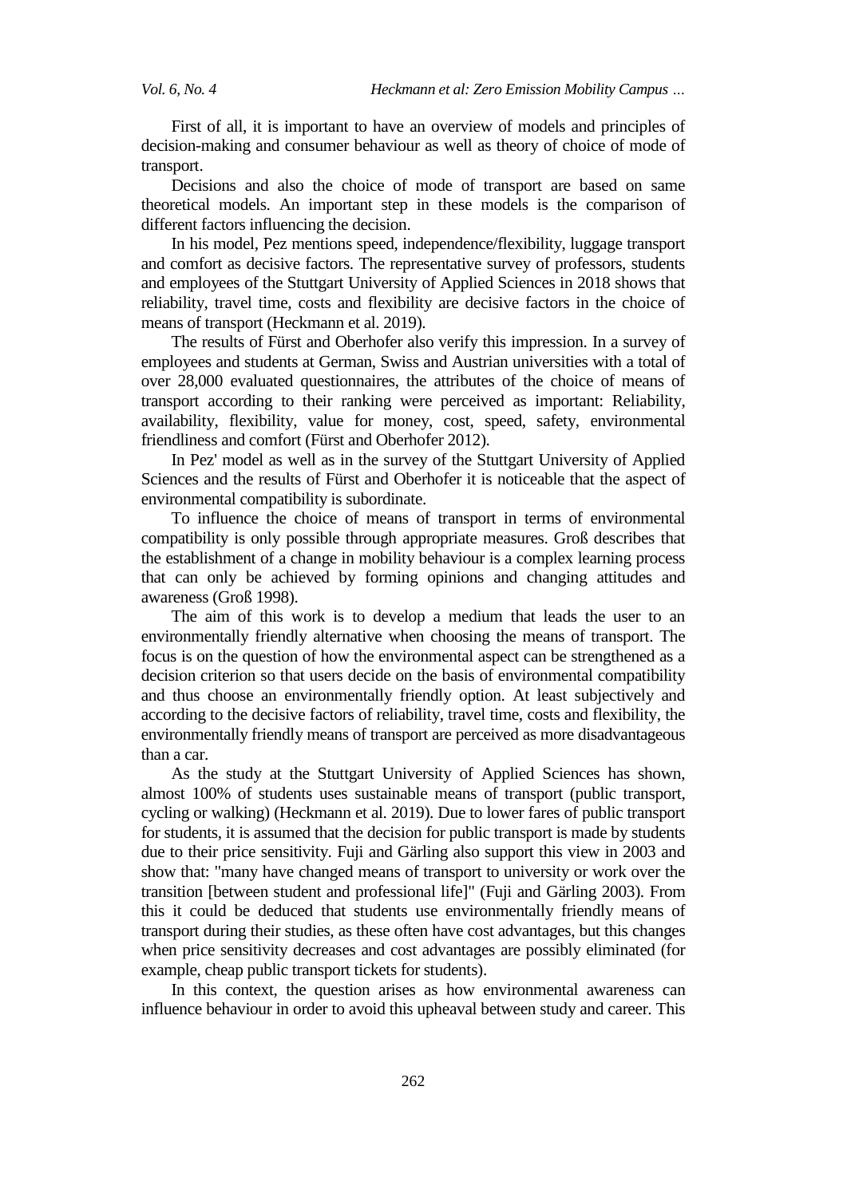First of all, it is important to have an overview of models and principles of decision-making and consumer behaviour as well as theory of choice of mode of transport.

Decisions and also the choice of mode of transport are based on same theoretical models. An important step in these models is the comparison of different factors influencing the decision.

In his model, Pez mentions speed, independence/flexibility, luggage transport and comfort as decisive factors. The representative survey of professors, students and employees of the Stuttgart University of Applied Sciences in 2018 shows that reliability, travel time, costs and flexibility are decisive factors in the choice of means of transport (Heckmann et al. 2019).

The results of Fürst and Oberhofer also verify this impression. In a survey of employees and students at German, Swiss and Austrian universities with a total of over 28,000 evaluated questionnaires, the attributes of the choice of means of transport according to their ranking were perceived as important: Reliability, availability, flexibility, value for money, cost, speed, safety, environmental friendliness and comfort (Fürst and Oberhofer 2012).

In Pez' model as well as in the survey of the Stuttgart University of Applied Sciences and the results of Fürst and Oberhofer it is noticeable that the aspect of environmental compatibility is subordinate.

To influence the choice of means of transport in terms of environmental compatibility is only possible through appropriate measures. Groß describes that the establishment of a change in mobility behaviour is a complex learning process that can only be achieved by forming opinions and changing attitudes and awareness (Groß 1998).

The aim of this work is to develop a medium that leads the user to an environmentally friendly alternative when choosing the means of transport. The focus is on the question of how the environmental aspect can be strengthened as a decision criterion so that users decide on the basis of environmental compatibility and thus choose an environmentally friendly option. At least subjectively and according to the decisive factors of reliability, travel time, costs and flexibility, the environmentally friendly means of transport are perceived as more disadvantageous than a car.

As the study at the Stuttgart University of Applied Sciences has shown, almost 100% of students uses sustainable means of transport (public transport, cycling or walking) (Heckmann et al. 2019). Due to lower fares of public transport for students, it is assumed that the decision for public transport is made by students due to their price sensitivity. Fuji and Gärling also support this view in 2003 and show that: "many have changed means of transport to university or work over the transition [between student and professional life]" (Fuji and Gärling 2003). From this it could be deduced that students use environmentally friendly means of transport during their studies, as these often have cost advantages, but this changes when price sensitivity decreases and cost advantages are possibly eliminated (for example, cheap public transport tickets for students).

In this context, the question arises as how environmental awareness can influence behaviour in order to avoid this upheaval between study and career. This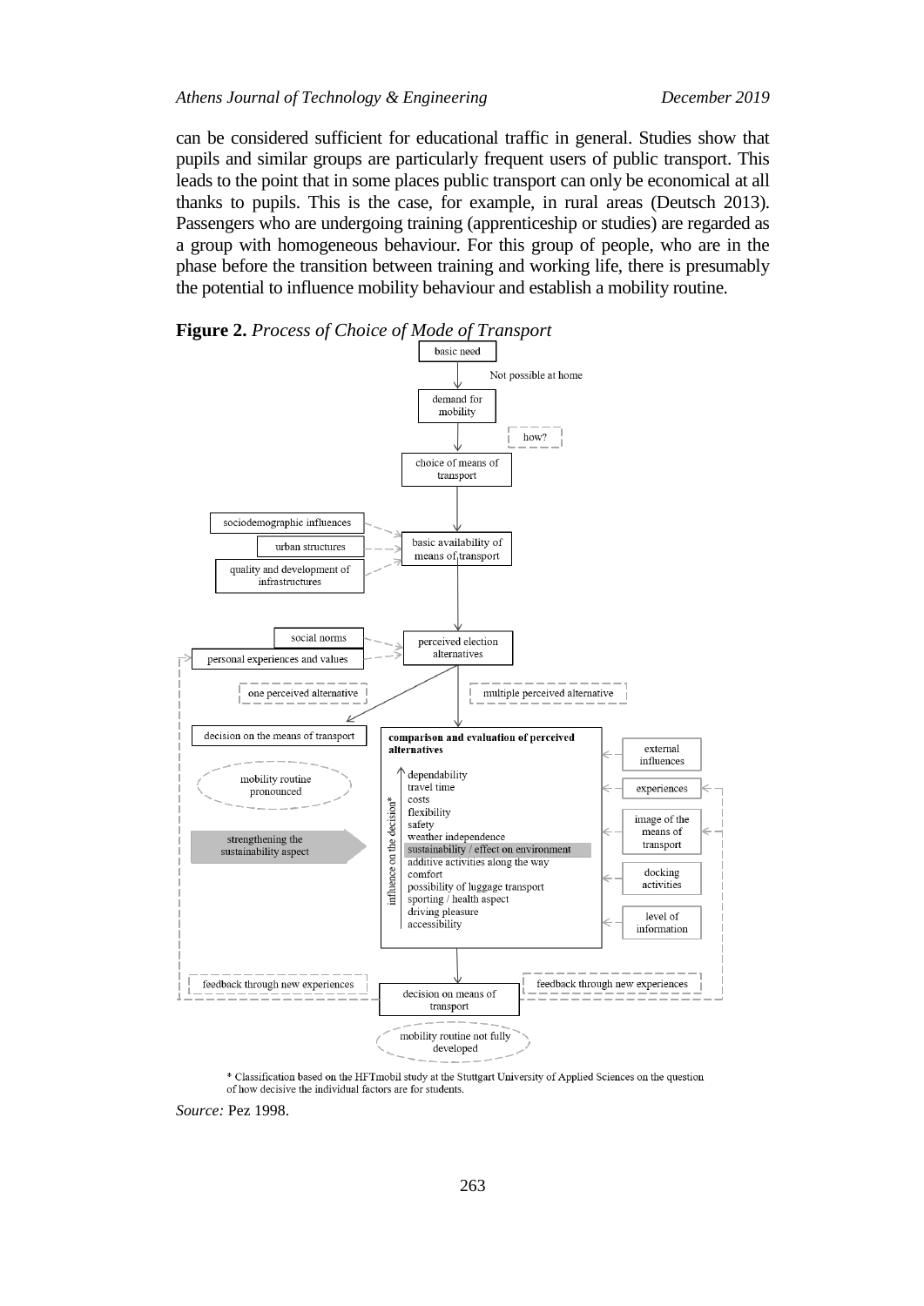can be considered sufficient for educational traffic in general. Studies show that pupils and similar groups are particularly frequent users of public transport. This leads to the point that in some places public transport can only be economical at all thanks to pupils. This is the case, for example, in rural areas (Deutsch 2013). Passengers who are undergoing training (apprenticeship or studies) are regarded as a group with homogeneous behaviour. For this group of people, who are in the phase before the transition between training and working life, there is presumably the potential to influence mobility behaviour and establish a mobility routine.

**Figure 2.** *Process of Choice of Mode of Transport*

basic need

Not possible at home

demand for mobility

how?

choice of means of transport

sociodemographic influences

urban structures

quality and development of infrastructures

basic availability of means of transport

social norms

personal experiences and values

perceived election alternatives

one perceived alternative

multiple perceived alternative

decision on the means of transport

mobility routine pronounced

strengthening the sustainability aspect

**comparison and evaluation of perceived alternatives**

influence on the decision*

- dependability
- travel time
- costs
- flexibility
- safety
- weather independence
- sustainability / effect on environment
- additive activities along the way
- comfort
- possibility of luggage transport
- sporting / health aspect
- driving pleasure
- accessibility

external influences

experiences

image of the means of transport

docking activities

level of information

feedback through new experiences

feedback through new experiences

decision on means of transport

mobility routine not fully developed

\* Classification based on the HFTmobil study at the Stuttgart University of Applied Sciences on the question of how decisive the individual factors are for students.

*Source:* Pez 1998.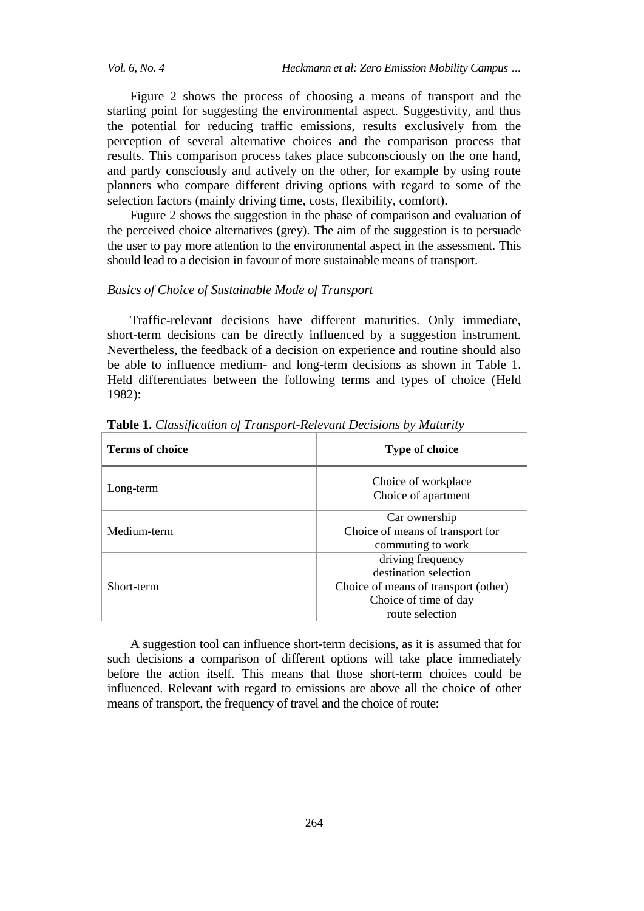Figure 2 shows the process of choosing a means of transport and the starting point for suggesting the environmental aspect. Suggestivity, and thus the potential for reducing traffic emissions, results exclusively from the perception of several alternative choices and the comparison process that results. This comparison process takes place subconsciously on the one hand, and partly consciously and actively on the other, for example by using route planners who compare different driving options with regard to some of the selection factors (mainly driving time, costs, flexibility, comfort).

Fugure 2 shows the suggestion in the phase of comparison and evaluation of the perceived choice alternatives (grey). The aim of the suggestion is to persuade the user to pay more attention to the environmental aspect in the assessment. This should lead to a decision in favour of more sustainable means of transport.

*Basics of Choice of Sustainable Mode of Transport*

Traffic-relevant decisions have different maturities. Only immediate, short-term decisions can be directly influenced by a suggestion instrument. Nevertheless, the feedback of a decision on experience and routine should also be able to influence medium- and long-term decisions as shown in Table 1. Held differentiates between the following terms and types of choice (Held 1982):

**Table 1.** *Classification of Transport-Relevant Decisions by Maturity*

| Terms of choice | Type of choice |
|---|---|
| Long-term | Choice of workplace<br>Choice of apartment |
| Medium-term | Car ownership<br>Choice of means of transport for commuting to work |
| Short-term | driving frequency<br>destination selection<br>Choice of means of transport (other)<br>Choice of time of day<br>route selection |

A suggestion tool can influence short-term decisions, as it is assumed that for such decisions a comparison of different options will take place immediately before the action itself. This means that those short-term choices could be influenced. Relevant with regard to emissions are above all the choice of other means of transport, the frequency of travel and the choice of route: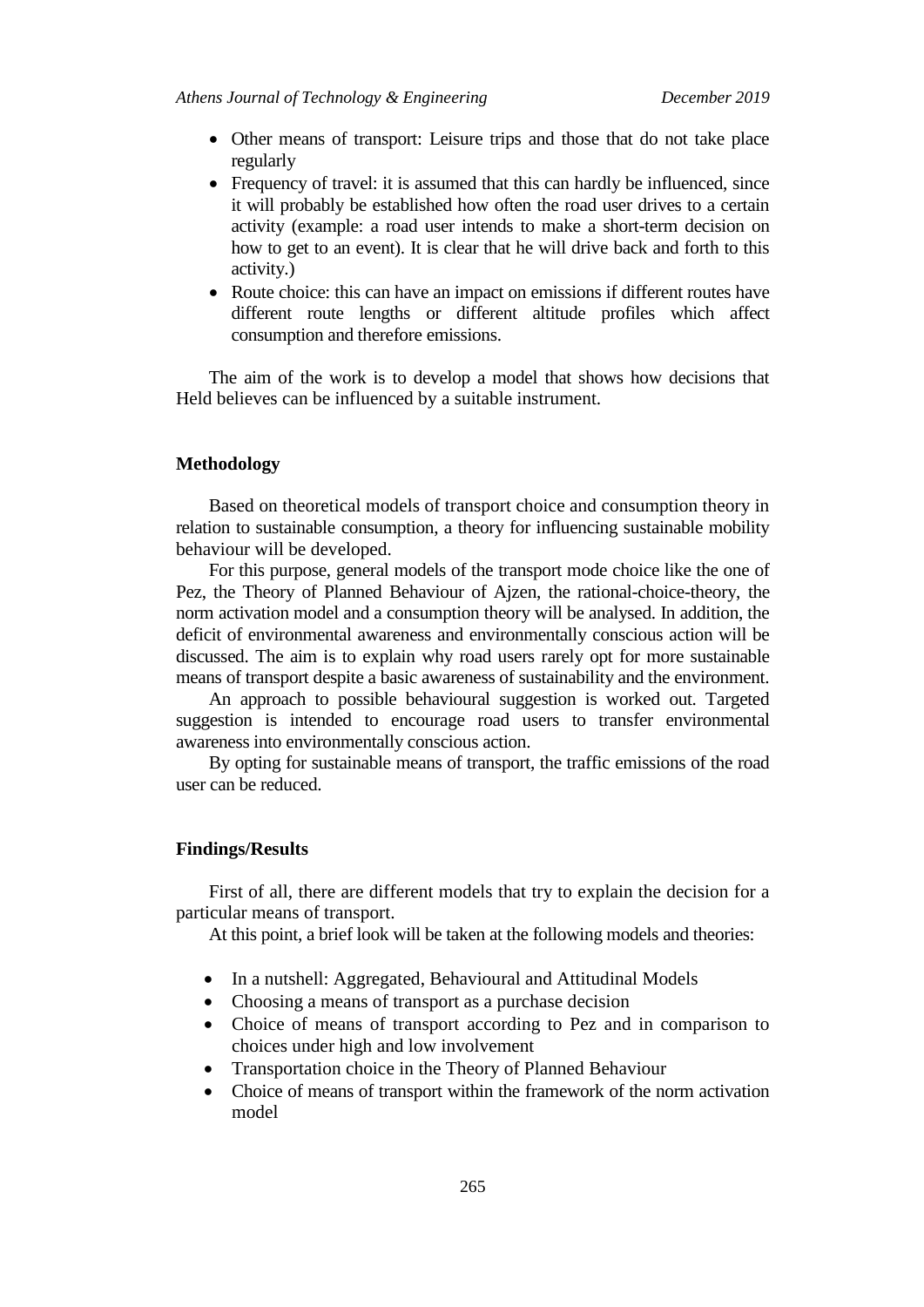- Other means of transport: Leisure trips and those that do not take place regularly
- Frequency of travel: it is assumed that this can hardly be influenced, since it will probably be established how often the road user drives to a certain activity (example: a road user intends to make a short-term decision on how to get to an event). It is clear that he will drive back and forth to this activity.)
- Route choice: this can have an impact on emissions if different routes have different route lengths or different altitude profiles which affect consumption and therefore emissions.

The aim of the work is to develop a model that shows how decisions that Held believes can be influenced by a suitable instrument.

## Methodology

Based on theoretical models of transport choice and consumption theory in relation to sustainable consumption, a theory for influencing sustainable mobility behaviour will be developed.

For this purpose, general models of the transport mode choice like the one of Pez, the Theory of Planned Behaviour of Ajzen, the rational-choice-theory, the norm activation model and a consumption theory will be analysed. In addition, the deficit of environmental awareness and environmentally conscious action will be discussed. The aim is to explain why road users rarely opt for more sustainable means of transport despite a basic awareness of sustainability and the environment.

An approach to possible behavioural suggestion is worked out. Targeted suggestion is intended to encourage road users to transfer environmental awareness into environmentally conscious action.

By opting for sustainable means of transport, the traffic emissions of the road user can be reduced.

## Findings/Results

First of all, there are different models that try to explain the decision for a particular means of transport.

At this point, a brief look will be taken at the following models and theories:

- In a nutshell: Aggregated, Behavioural and Attitudinal Models
- Choosing a means of transport as a purchase decision
- Choice of means of transport according to Pez and in comparison to choices under high and low involvement
- Transportation choice in the Theory of Planned Behaviour
- Choice of means of transport within the framework of the norm activation model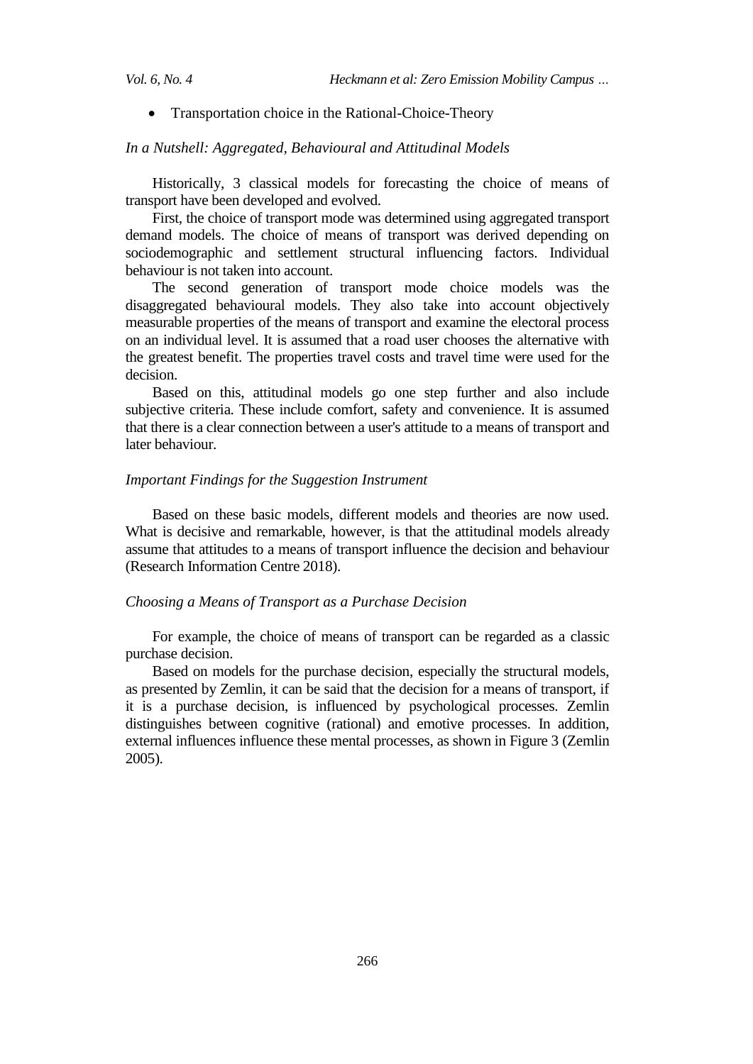- Transportation choice in the Rational-Choice-Theory

*In a Nutshell: Aggregated, Behavioural and Attitudinal Models*

Historically, 3 classical models for forecasting the choice of means of transport have been developed and evolved.

First, the choice of transport mode was determined using aggregated transport demand models. The choice of means of transport was derived depending on sociodemographic and settlement structural influencing factors. Individual behaviour is not taken into account.

The second generation of transport mode choice models was the disaggregated behavioural models. They also take into account objectively measurable properties of the means of transport and examine the electoral process on an individual level. It is assumed that a road user chooses the alternative with the greatest benefit. The properties travel costs and travel time were used for the decision.

Based on this, attitudinal models go one step further and also include subjective criteria. These include comfort, safety and convenience. It is assumed that there is a clear connection between a user's attitude to a means of transport and later behaviour.

*Important Findings for the Suggestion Instrument*

Based on these basic models, different models and theories are now used. What is decisive and remarkable, however, is that the attitudinal models already assume that attitudes to a means of transport influence the decision and behaviour (Research Information Centre 2018).

*Choosing a Means of Transport as a Purchase Decision*

For example, the choice of means of transport can be regarded as a classic purchase decision.

Based on models for the purchase decision, especially the structural models, as presented by Zemlin, it can be said that the decision for a means of transport, if it is a purchase decision, is influenced by psychological processes. Zemlin distinguishes between cognitive (rational) and emotive processes. In addition, external influences influence these mental processes, as shown in Figure 3 (Zemlin 2005).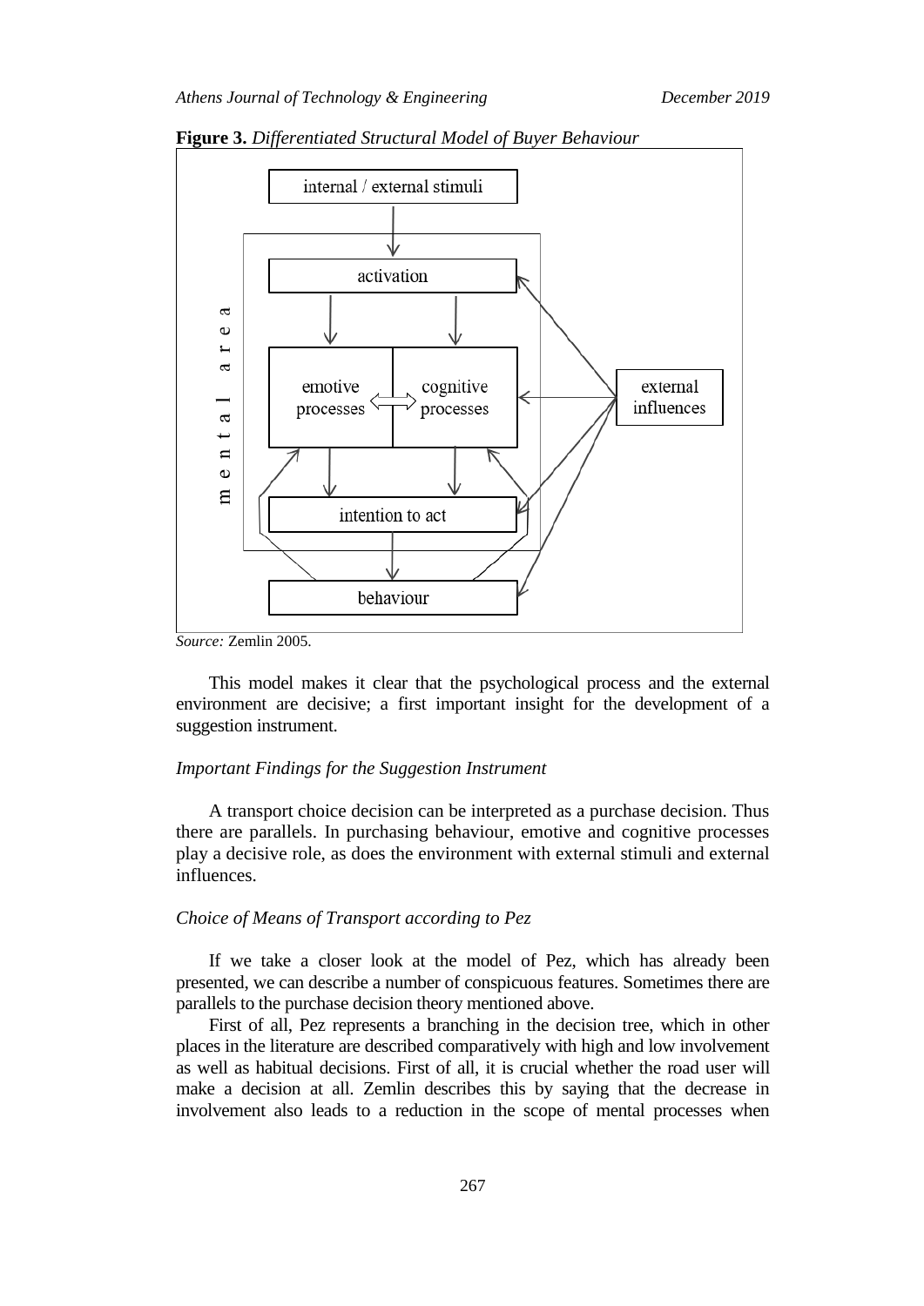**Figure 3.** *Differentiated Structural Model of Buyer Behaviour*

*Source:* Zemlin 2005.

This model makes it clear that the psychological process and the external environment are decisive; a first important insight for the development of a suggestion instrument.

### *Important Findings for the Suggestion Instrument*

A transport choice decision can be interpreted as a purchase decision. Thus there are parallels. In purchasing behaviour, emotive and cognitive processes play a decisive role, as does the environment with external stimuli and external influences.

### *Choice of Means of Transport according to Pez*

If we take a closer look at the model of Pez, which has already been presented, we can describe a number of conspicuous features. Sometimes there are parallels to the purchase decision theory mentioned above.

First of all, Pez represents a branching in the decision tree, which in other places in the literature are described comparatively with high and low involvement as well as habitual decisions. First of all, it is crucial whether the road user will make a decision at all. Zemlin describes this by saying that the decrease in involvement also leads to a reduction in the scope of mental processes when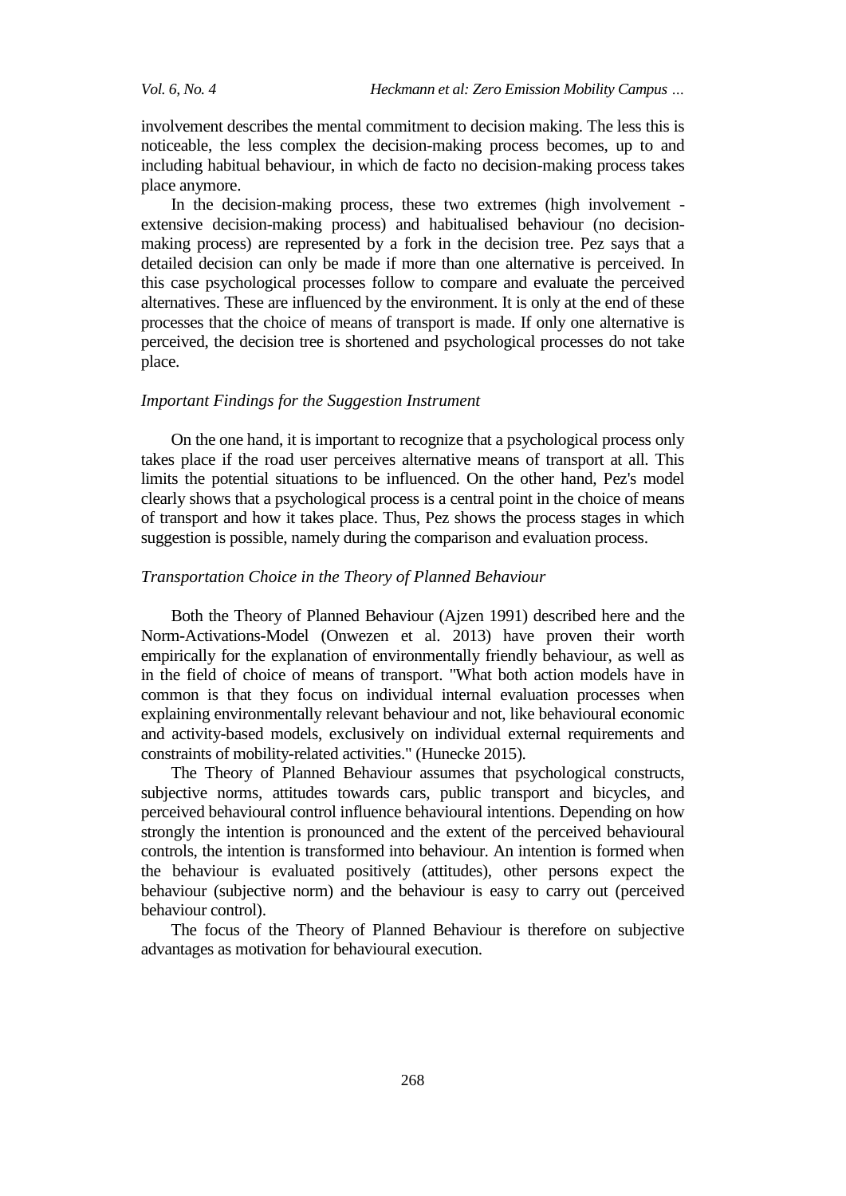involvement describes the mental commitment to decision making. The less this is noticeable, the less complex the decision-making process becomes, up to and including habitual behaviour, in which de facto no decision-making process takes place anymore.

In the decision-making process, these two extremes (high involvement - extensive decision-making process) and habitualised behaviour (no decision-making process) are represented by a fork in the decision tree. Pez says that a detailed decision can only be made if more than one alternative is perceived. In this case psychological processes follow to compare and evaluate the perceived alternatives. These are influenced by the environment. It is only at the end of these processes that the choice of means of transport is made. If only one alternative is perceived, the decision tree is shortened and psychological processes do not take place.

*Important Findings for the Suggestion Instrument*

On the one hand, it is important to recognize that a psychological process only takes place if the road user perceives alternative means of transport at all. This limits the potential situations to be influenced. On the other hand, Pez's model clearly shows that a psychological process is a central point in the choice of means of transport and how it takes place. Thus, Pez shows the process stages in which suggestion is possible, namely during the comparison and evaluation process.

*Transportation Choice in the Theory of Planned Behaviour*

Both the Theory of Planned Behaviour (Ajzen 1991) described here and the Norm-Activations-Model (Onwezen et al. 2013) have proven their worth empirically for the explanation of environmentally friendly behaviour, as well as in the field of choice of means of transport. "What both action models have in common is that they focus on individual internal evaluation processes when explaining environmentally relevant behaviour and not, like behavioural economic and activity-based models, exclusively on individual external requirements and constraints of mobility-related activities." (Hunecke 2015).

The Theory of Planned Behaviour assumes that psychological constructs, subjective norms, attitudes towards cars, public transport and bicycles, and perceived behavioural control influence behavioural intentions. Depending on how strongly the intention is pronounced and the extent of the perceived behavioural controls, the intention is transformed into behaviour. An intention is formed when the behaviour is evaluated positively (attitudes), other persons expect the behaviour (subjective norm) and the behaviour is easy to carry out (perceived behaviour control).

The focus of the Theory of Planned Behaviour is therefore on subjective advantages as motivation for behavioural execution.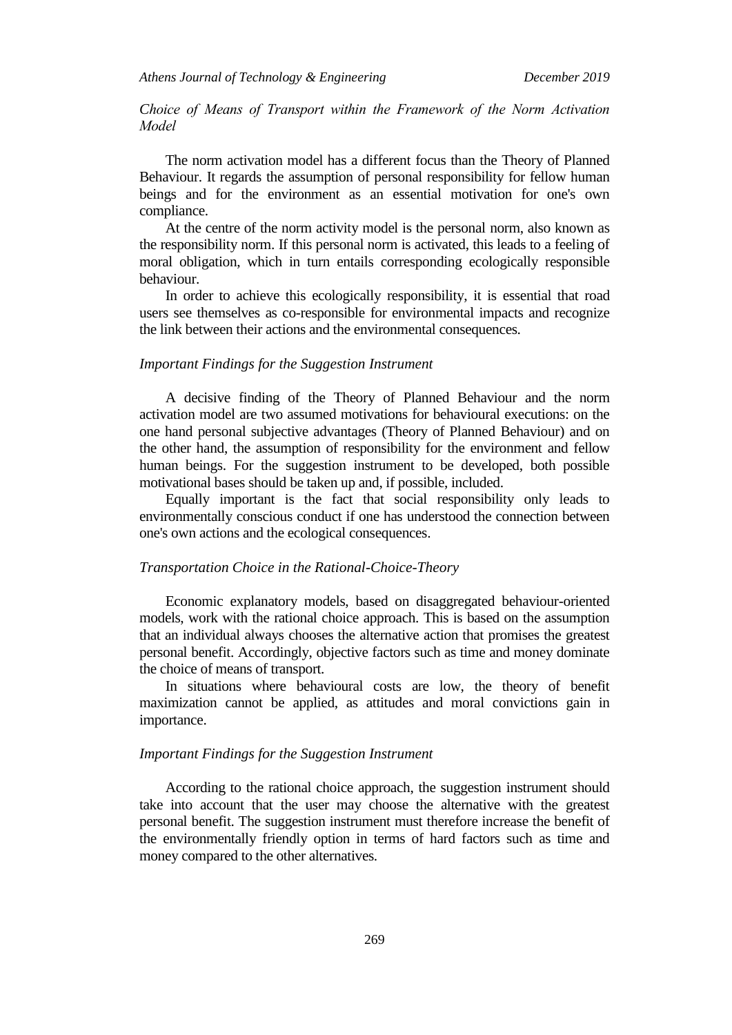*Choice of Means of Transport within the Framework of the Norm Activation Model*

The norm activation model has a different focus than the Theory of Planned Behaviour. It regards the assumption of personal responsibility for fellow human beings and for the environment as an essential motivation for one's own compliance.

At the centre of the norm activity model is the personal norm, also known as the responsibility norm. If this personal norm is activated, this leads to a feeling of moral obligation, which in turn entails corresponding ecologically responsible behaviour.

In order to achieve this ecologically responsibility, it is essential that road users see themselves as co-responsible for environmental impacts and recognize the link between their actions and the environmental consequences.

*Important Findings for the Suggestion Instrument*

A decisive finding of the Theory of Planned Behaviour and the norm activation model are two assumed motivations for behavioural executions: on the one hand personal subjective advantages (Theory of Planned Behaviour) and on the other hand, the assumption of responsibility for the environment and fellow human beings. For the suggestion instrument to be developed, both possible motivational bases should be taken up and, if possible, included.

Equally important is the fact that social responsibility only leads to environmentally conscious conduct if one has understood the connection between one's own actions and the ecological consequences.

*Transportation Choice in the Rational-Choice-Theory*

Economic explanatory models, based on disaggregated behaviour-oriented models, work with the rational choice approach. This is based on the assumption that an individual always chooses the alternative action that promises the greatest personal benefit. Accordingly, objective factors such as time and money dominate the choice of means of transport.

In situations where behavioural costs are low, the theory of benefit maximization cannot be applied, as attitudes and moral convictions gain in importance.

*Important Findings for the Suggestion Instrument*

According to the rational choice approach, the suggestion instrument should take into account that the user may choose the alternative with the greatest personal benefit. The suggestion instrument must therefore increase the benefit of the environmentally friendly option in terms of hard factors such as time and money compared to the other alternatives.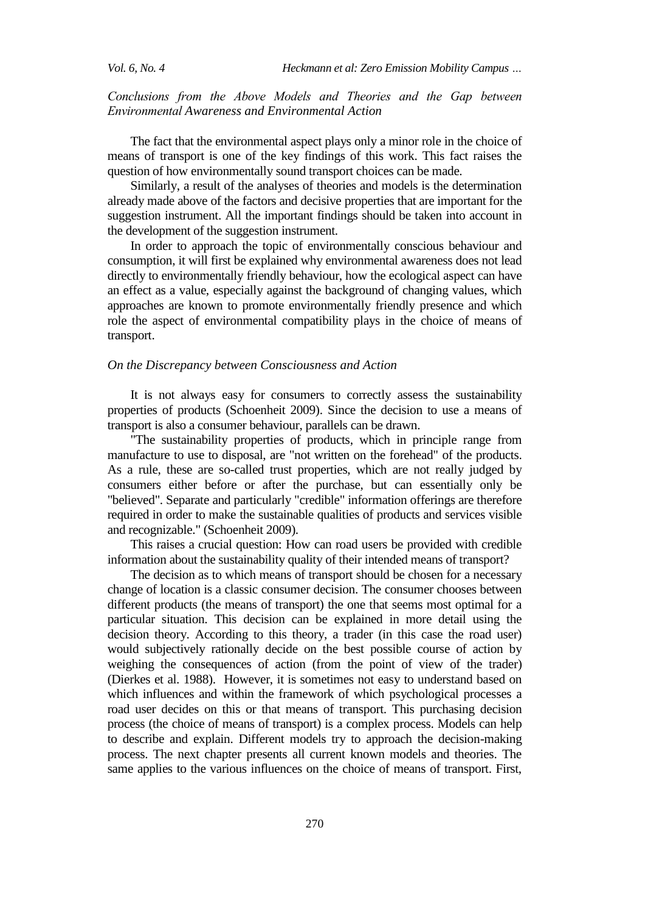### *Conclusions from the Above Models and Theories and the Gap between Environmental Awareness and Environmental Action*

The fact that the environmental aspect plays only a minor role in the choice of means of transport is one of the key findings of this work. This fact raises the question of how environmentally sound transport choices can be made.

Similarly, a result of the analyses of theories and models is the determination already made above of the factors and decisive properties that are important for the suggestion instrument. All the important findings should be taken into account in the development of the suggestion instrument.

In order to approach the topic of environmentally conscious behaviour and consumption, it will first be explained why environmental awareness does not lead directly to environmentally friendly behaviour, how the ecological aspect can have an effect as a value, especially against the background of changing values, which approaches are known to promote environmentally friendly presence and which role the aspect of environmental compatibility plays in the choice of means of transport.

### *On the Discrepancy between Consciousness and Action*

It is not always easy for consumers to correctly assess the sustainability properties of products (Schoenheit 2009). Since the decision to use a means of transport is also a consumer behaviour, parallels can be drawn.

"The sustainability properties of products, which in principle range from manufacture to use to disposal, are "not written on the forehead" of the products. As a rule, these are so-called trust properties, which are not really judged by consumers either before or after the purchase, but can essentially only be "believed". Separate and particularly "credible" information offerings are therefore required in order to make the sustainable qualities of products and services visible and recognizable." (Schoenheit 2009).

This raises a crucial question: How can road users be provided with credible information about the sustainability quality of their intended means of transport?

The decision as to which means of transport should be chosen for a necessary change of location is a classic consumer decision. The consumer chooses between different products (the means of transport) the one that seems most optimal for a particular situation. This decision can be explained in more detail using the decision theory. According to this theory, a trader (in this case the road user) would subjectively rationally decide on the best possible course of action by weighing the consequences of action (from the point of view of the trader) (Dierkes et al. 1988). However, it is sometimes not easy to understand based on which influences and within the framework of which psychological processes a road user decides on this or that means of transport. This purchasing decision process (the choice of means of transport) is a complex process. Models can help to describe and explain. Different models try to approach the decision-making process. The next chapter presents all current known models and theories. The same applies to the various influences on the choice of means of transport. First,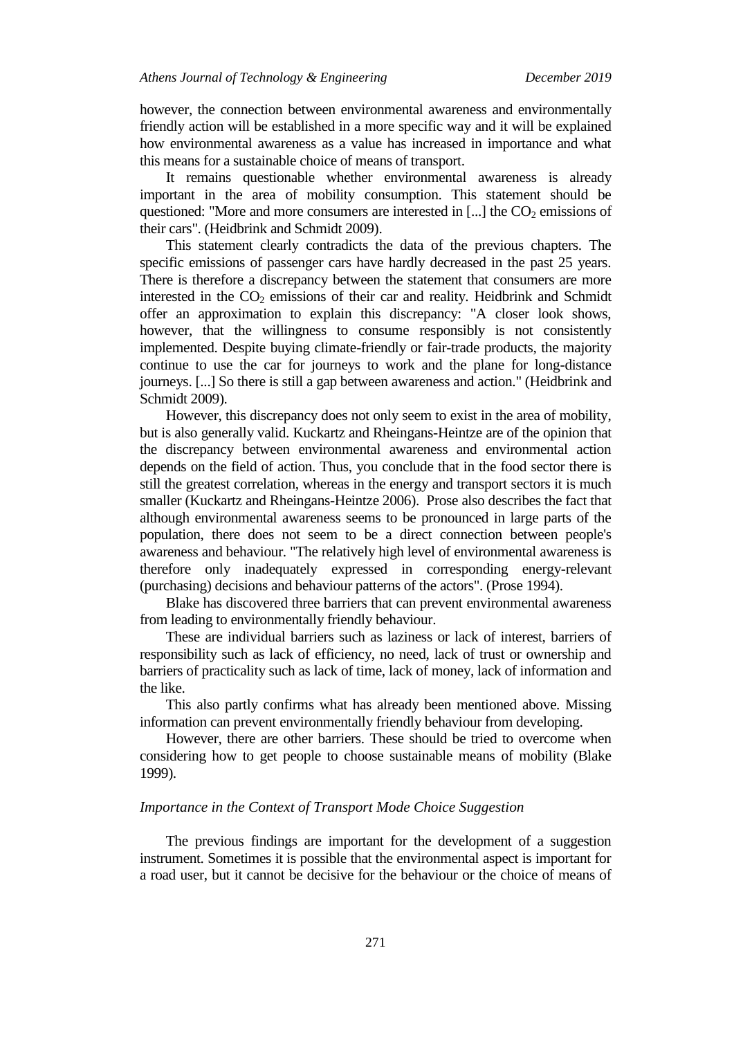however, the connection between environmental awareness and environmentally friendly action will be established in a more specific way and it will be explained how environmental awareness as a value has increased in importance and what this means for a sustainable choice of means of transport.

It remains questionable whether environmental awareness is already important in the area of mobility consumption. This statement should be questioned: "More and more consumers are interested in [...] the $CO_2$ emissions of their cars". (Heidbrink and Schmidt 2009).

This statement clearly contradicts the data of the previous chapters. The specific emissions of passenger cars have hardly decreased in the past 25 years. There is therefore a discrepancy between the statement that consumers are more interested in the $CO_2$ emissions of their car and reality. Heidbrink and Schmidt offer an approximation to explain this discrepancy: "A closer look shows, however, that the willingness to consume responsibly is not consistently implemented. Despite buying climate-friendly or fair-trade products, the majority continue to use the car for journeys to work and the plane for long-distance journeys. [...] So there is still a gap between awareness and action." (Heidbrink and Schmidt 2009).

However, this discrepancy does not only seem to exist in the area of mobility, but is also generally valid. Kuckartz and Rheingans-Heintze are of the opinion that the discrepancy between environmental awareness and environmental action depends on the field of action. Thus, you conclude that in the food sector there is still the greatest correlation, whereas in the energy and transport sectors it is much smaller (Kuckartz and Rheingans-Heintze 2006). Prose also describes the fact that although environmental awareness seems to be pronounced in large parts of the population, there does not seem to be a direct connection between people's awareness and behaviour. "The relatively high level of environmental awareness is therefore only inadequately expressed in corresponding energy-relevant (purchasing) decisions and behaviour patterns of the actors". (Prose 1994).

Blake has discovered three barriers that can prevent environmental awareness from leading to environmentally friendly behaviour.

These are individual barriers such as laziness or lack of interest, barriers of responsibility such as lack of efficiency, no need, lack of trust or ownership and barriers of practicality such as lack of time, lack of money, lack of information and the like.

This also partly confirms what has already been mentioned above. Missing information can prevent environmentally friendly behaviour from developing.

However, there are other barriers. These should be tried to overcome when considering how to get people to choose sustainable means of mobility (Blake 1999).

### *Importance in the Context of Transport Mode Choice Suggestion*

The previous findings are important for the development of a suggestion instrument. Sometimes it is possible that the environmental aspect is important for a road user, but it cannot be decisive for the behaviour or the choice of means of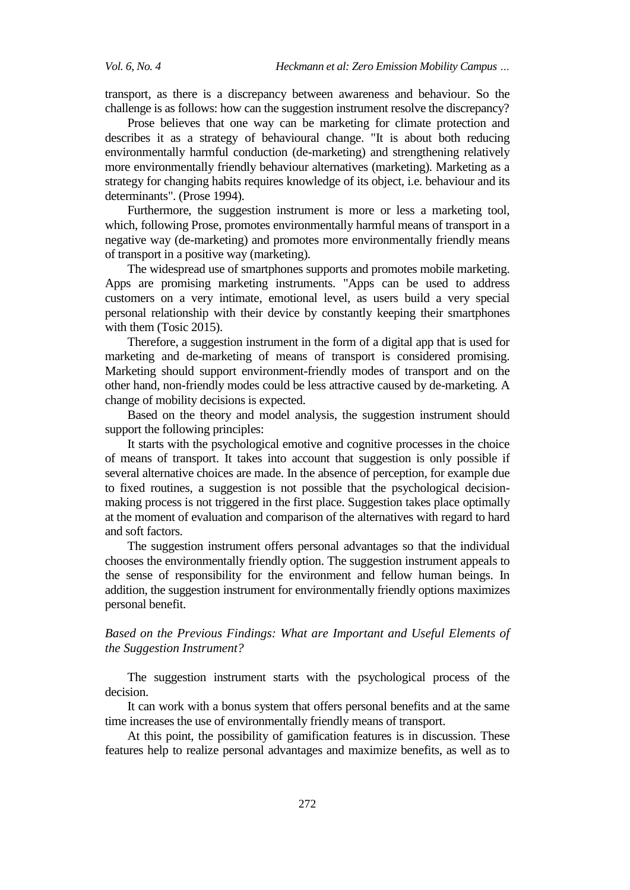transport, as there is a discrepancy between awareness and behaviour. So the challenge is as follows: how can the suggestion instrument resolve the discrepancy?

Prose believes that one way can be marketing for climate protection and describes it as a strategy of behavioural change. "It is about both reducing environmentally harmful conduction (de-marketing) and strengthening relatively more environmentally friendly behaviour alternatives (marketing). Marketing as a strategy for changing habits requires knowledge of its object, i.e. behaviour and its determinants". (Prose 1994).

Furthermore, the suggestion instrument is more or less a marketing tool, which, following Prose, promotes environmentally harmful means of transport in a negative way (de-marketing) and promotes more environmentally friendly means of transport in a positive way (marketing).

The widespread use of smartphones supports and promotes mobile marketing. Apps are promising marketing instruments. "Apps can be used to address customers on a very intimate, emotional level, as users build a very special personal relationship with their device by constantly keeping their smartphones with them (Tosic 2015).

Therefore, a suggestion instrument in the form of a digital app that is used for marketing and de-marketing of means of transport is considered promising. Marketing should support environment-friendly modes of transport and on the other hand, non-friendly modes could be less attractive caused by de-marketing. A change of mobility decisions is expected.

Based on the theory and model analysis, the suggestion instrument should support the following principles:

It starts with the psychological emotive and cognitive processes in the choice of means of transport. It takes into account that suggestion is only possible if several alternative choices are made. In the absence of perception, for example due to fixed routines, a suggestion is not possible that the psychological decision-making process is not triggered in the first place. Suggestion takes place optimally at the moment of evaluation and comparison of the alternatives with regard to hard and soft factors.

The suggestion instrument offers personal advantages so that the individual chooses the environmentally friendly option. The suggestion instrument appeals to the sense of responsibility for the environment and fellow human beings. In addition, the suggestion instrument for environmentally friendly options maximizes personal benefit.

*Based on the Previous Findings: What are Important and Useful Elements of the Suggestion Instrument?*

The suggestion instrument starts with the psychological process of the decision.

It can work with a bonus system that offers personal benefits and at the same time increases the use of environmentally friendly means of transport.

At this point, the possibility of gamification features is in discussion. These features help to realize personal advantages and maximize benefits, as well as to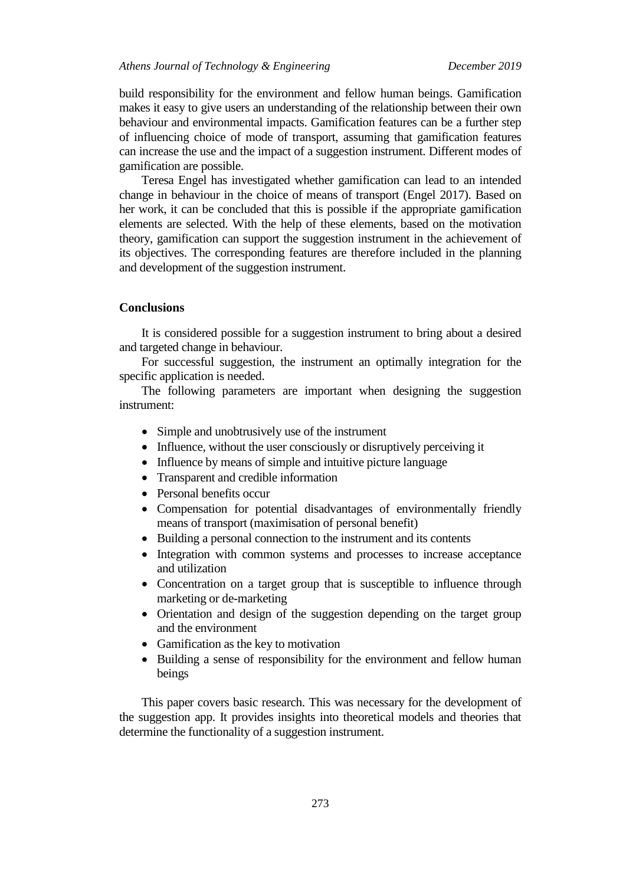build responsibility for the environment and fellow human beings. Gamification makes it easy to give users an understanding of the relationship between their own behaviour and environmental impacts. Gamification features can be a further step of influencing choice of mode of transport, assuming that gamification features can increase the use and the impact of a suggestion instrument. Different modes of gamification are possible.

Teresa Engel has investigated whether gamification can lead to an intended change in behaviour in the choice of means of transport (Engel 2017). Based on her work, it can be concluded that this is possible if the appropriate gamification elements are selected. With the help of these elements, based on the motivation theory, gamification can support the suggestion instrument in the achievement of its objectives. The corresponding features are therefore included in the planning and development of the suggestion instrument.

## Conclusions

It is considered possible for a suggestion instrument to bring about a desired and targeted change in behaviour.

For successful suggestion, the instrument an optimally integration for the specific application is needed.

The following parameters are important when designing the suggestion instrument:

- Simple and unobtrusively use of the instrument
- Influence, without the user consciously or disruptively perceiving it
- Influence by means of simple and intuitive picture language
- Transparent and credible information
- Personal benefits occur
- Compensation for potential disadvantages of environmentally friendly means of transport (maximisation of personal benefit)
- Building a personal connection to the instrument and its contents
- Integration with common systems and processes to increase acceptance and utilization
- Concentration on a target group that is susceptible to influence through marketing or de-marketing
- Orientation and design of the suggestion depending on the target group and the environment
- Gamification as the key to motivation
- Building a sense of responsibility for the environment and fellow human beings

This paper covers basic research. This was necessary for the development of the suggestion app. It provides insights into theoretical models and theories that determine the functionality of a suggestion instrument.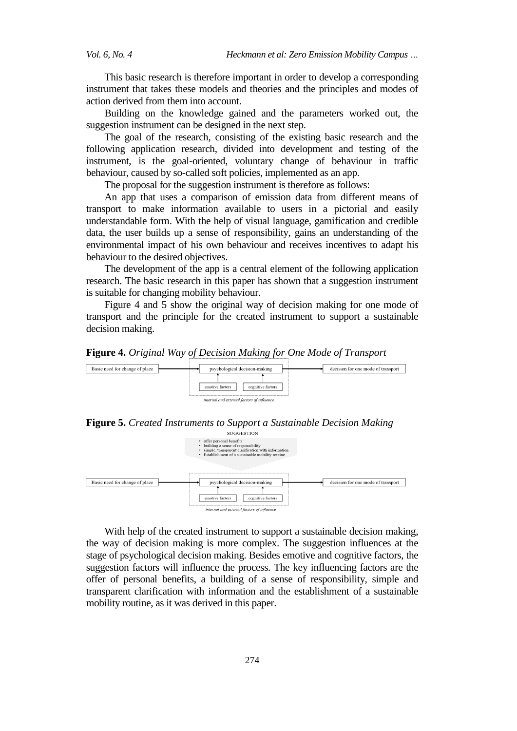This basic research is therefore important in order to develop a corresponding instrument that takes these models and theories and the principles and modes of action derived from them into account.

Building on the knowledge gained and the parameters worked out, the suggestion instrument can be designed in the next step.

The goal of the research, consisting of the existing basic research and the following application research, divided into development and testing of the instrument, is the goal-oriented, voluntary change of behaviour in traffic behaviour, caused by so-called soft policies, implemented as an app.

The proposal for the suggestion instrument is therefore as follows:

An app that uses a comparison of emission data from different means of transport to make information available to users in a pictorial and easily understandable form. With the help of visual language, gamification and credible data, the user builds up a sense of responsibility, gains an understanding of the environmental impact of his own behaviour and receives incentives to adapt his behaviour to the desired objectives.

The development of the app is a central element of the following application research. The basic research in this paper has shown that a suggestion instrument is suitable for changing mobility behaviour.

Figure 4 and 5 show the original way of decision making for one mode of transport and the principle for the created instrument to support a sustainable decision making.

**Figure 4.** *Original Way of Decision Making for One Mode of Transport*

Basic need for change of place → psychological decision-making → decision for one mode of transport

emotive factors, cognitive factors → psychological decision-making

*internal and external factors of influence*

**Figure 5.** *Created Instruments to Support a Sustainable Decision Making*

SUGGESTION

- offer personal benefits
- building a sense of responsibility
- simple, transparent clarification with information
- Establishment of a sustainable mobility routine

Basic need for change of place → psychological decision-making → decision for one mode of transport

emotive factors, cognitive factors → psychological decision-making

*internal and external factors of influence*

With help of the created instrument to support a sustainable decision making, the way of decision making is more complex. The suggestion influences at the stage of psychological decision making. Besides emotive and cognitive factors, the suggestion factors will influence the process. The key influencing factors are the offer of personal benefits, a building of a sense of responsibility, simple and transparent clarification with information and the establishment of a sustainable mobility routine, as it was derived in this paper.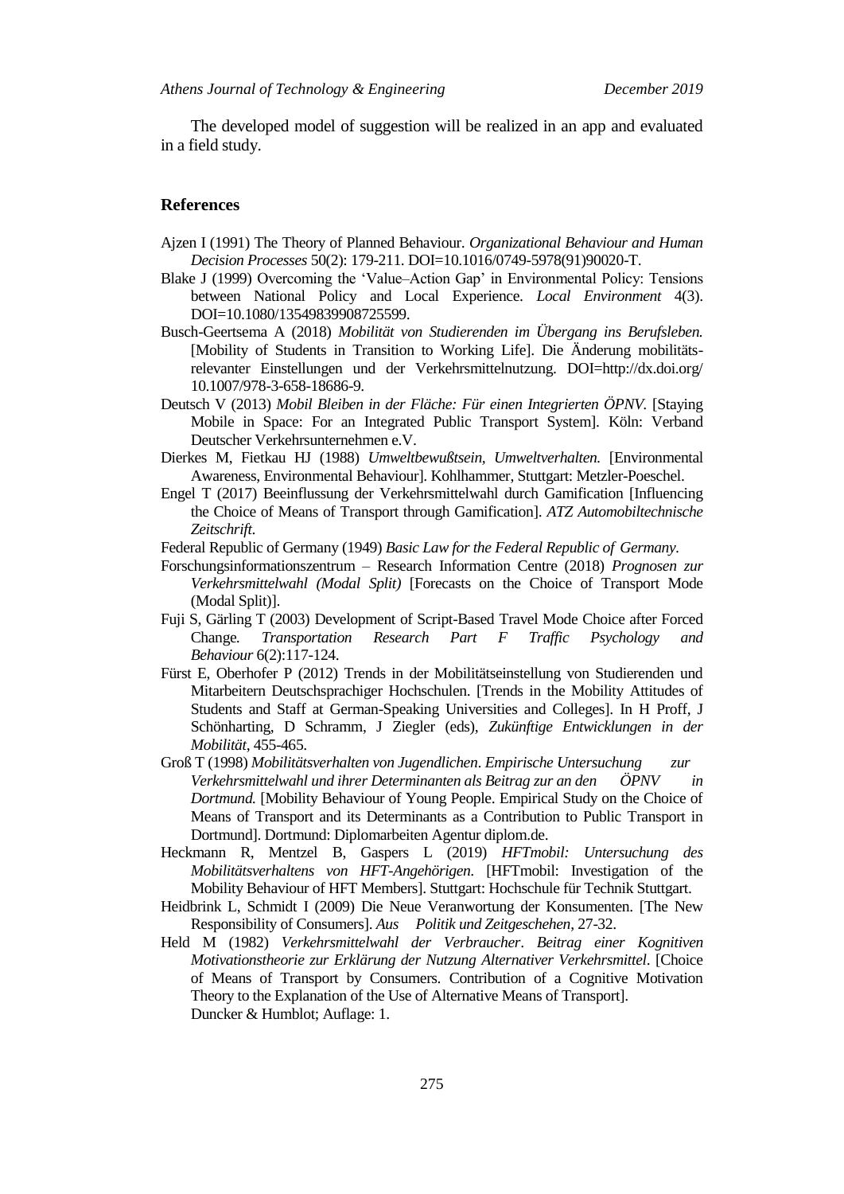The developed model of suggestion will be realized in an app and evaluated in a field study.

## References

Ajzen I (1991) The Theory of Planned Behaviour. *Organizational Behaviour and Human Decision Processes* 50(2): 179-211. DOI=10.1016/0749-5978(91)90020-T.

Blake J (1999) Overcoming the 'Value–Action Gap' in Environmental Policy: Tensions between National Policy and Local Experience. *Local Environment* 4(3). DOI=10.1080/13549839908725599.

Busch-Geertsema A (2018) *Mobilität von Studierenden im Übergang ins Berufsleben.* [Mobility of Students in Transition to Working Life]. Die Änderung mobilitäts-relevanter Einstellungen und der Verkehrsmittelnutzung. DOI=http://dx.doi.org/10.1007/978-3-658-18686-9.

Deutsch V (2013) *Mobil Bleiben in der Fläche: Für einen Integrierten ÖPNV.* [Staying Mobile in Space: For an Integrated Public Transport System]. Köln: Verband Deutscher Verkehrsunternehmen e.V.

Dierkes M, Fietkau HJ (1988) *Umweltbewußtsein, Umweltverhalten.* [Environmental Awareness, Environmental Behaviour]. Kohlhammer, Stuttgart: Metzler-Poeschel.

Engel T (2017) Beeinflussung der Verkehrsmittelwahl durch Gamification [Influencing the Choice of Means of Transport through Gamification]. *ATZ Automobiltechnische Zeitschrift*.

Federal Republic of Germany (1949) *Basic Law for the Federal Republic of Germany*.

Forschungsinformationszentrum – Research Information Centre (2018) *Prognosen zur Verkehrsmittelwahl (Modal Split)* [Forecasts on the Choice of Transport Mode (Modal Split)].

Fuji S, Gärling T (2003) Development of Script-Based Travel Mode Choice after Forced Change*. Transportation Research Part F Traffic Psychology and Behaviour* 6(2):117-124.

Fürst E, Oberhofer P (2012) Trends in der Mobilitätseinstellung von Studierenden und Mitarbeitern Deutschsprachiger Hochschulen. [Trends in the Mobility Attitudes of Students and Staff at German-Speaking Universities and Colleges]. In H Proff, J Schönharting, D Schramm, J Ziegler (eds), *Zukünftige Entwicklungen in der Mobilität*, 455-465.

Groß T (1998) *Mobilitätsverhalten von Jugendlichen*. *Empirische Untersuchung zur Verkehrsmittelwahl und ihrer Determinanten als Beitrag zur an den ÖPNV in Dortmund.* [Mobility Behaviour of Young People. Empirical Study on the Choice of Means of Transport and its Determinants as a Contribution to Public Transport in Dortmund]. Dortmund: Diplomarbeiten Agentur diplom.de.

Heckmann R, Mentzel B, Gaspers L (2019) *HFTmobil: Untersuchung des Mobilitätsverhaltens von HFT-Angehörigen.* [HFTmobil: Investigation of the Mobility Behaviour of HFT Members]. Stuttgart: Hochschule für Technik Stuttgart.

Heidbrink L, Schmidt I (2009) Die Neue Veranwortung der Konsumenten. [The New Responsibility of Consumers]. *Aus Politik und Zeitgeschehen*, 27-32.

Held M (1982) *Verkehrsmittelwahl der Verbraucher*. *Beitrag einer Kognitiven Motivationstheorie zur Erklärung der Nutzung Alternativer Verkehrsmittel*. [Choice of Means of Transport by Consumers. Contribution of a Cognitive Motivation Theory to the Explanation of the Use of Alternative Means of Transport]. Duncker & Humblot; Auflage: 1.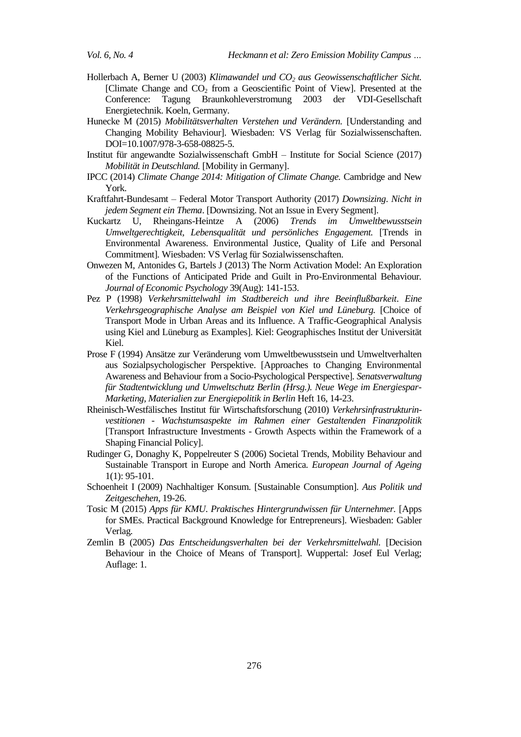Hollerbach A, Berner U (2003) *Klimawandel und $CO_2$ aus Geowissenschaftlicher Sicht.* [Climate Change and $CO_2$ from a Geoscientific Point of View]. Presented at the Conference: Tagung Braunkohleverstromung 2003 der VDI-Gesellschaft Energietechnik. Koeln, Germany.

Hunecke M (2015) *Mobilitätsverhalten Verstehen und Verändern.* [Understanding and Changing Mobility Behaviour]. Wiesbaden: VS Verlag für Sozialwissenschaften. DOI=10.1007/978-3-658-08825-5.

Institut für angewandte Sozialwissenschaft GmbH – Institute for Social Science (2017) *Mobilität in Deutschland.* [Mobility in Germany].

IPCC (2014) *Climate Change 2014: Mitigation of Climate Change.* Cambridge and New York.

Kraftfahrt-Bundesamt – Federal Motor Transport Authority (2017) *Downsizing. Nicht in jedem Segment ein Thema*. [Downsizing. Not an Issue in Every Segment].

Kuckartz U, Rheingans-Heintze A (2006) *Trends im Umweltbewusstsein Umweltgerechtigkeit, Lebensqualität und persönliches Engagement.* [Trends in Environmental Awareness. Environmental Justice, Quality of Life and Personal Commitment]. Wiesbaden: VS Verlag für Sozialwissenschaften.

Onwezen M, Antonides G, Bartels J (2013) The Norm Activation Model: An Exploration of the Functions of Anticipated Pride and Guilt in Pro-Environmental Behaviour. *Journal of Economic Psychology* 39(Aug): 141-153.

Pez P (1998) *Verkehrsmittelwahl im Stadtbereich und ihre Beeinflußbarkeit. Eine Verkehrsgeographische Analyse am Beispiel von Kiel und Lüneburg.* [Choice of Transport Mode in Urban Areas and its Influence. A Traffic-Geographical Analysis using Kiel and Lüneburg as Examples]. Kiel: Geographisches Institut der Universität Kiel.

Prose F (1994) Ansätze zur Veränderung vom Umweltbewusstsein und Umweltverhalten aus Sozialpsychologischer Perspektive. [Approaches to Changing Environmental Awareness and Behaviour from a Socio-Psychological Perspective]. *Senatsverwaltung für Stadtentwicklung und Umweltschutz Berlin (Hrsg.). Neue Wege im Energiespar-Marketing, Materialien zur Energiepolitik in Berlin* Heft 16, 14-23.

Rheinisch-Westfälisches Institut für Wirtschaftsforschung (2010) *Verkehrsinfrastrukturinvestitionen - Wachstumsaspekte im Rahmen einer Gestaltenden Finanzpolitik* [Transport Infrastructure Investments - Growth Aspects within the Framework of a Shaping Financial Policy].

Rudinger G, Donaghy K, Poppelreuter S (2006) Societal Trends, Mobility Behaviour and Sustainable Transport in Europe and North America. *European Journal of Ageing* 1(1): 95-101.

Schoenheit I (2009) Nachhaltiger Konsum. [Sustainable Consumption]. *Aus Politik und Zeitgeschehen*, 19-26.

Tosic M (2015) *Apps für KMU. Praktisches Hintergrundwissen für Unternehmer.* [Apps for SMEs. Practical Background Knowledge for Entrepreneurs]. Wiesbaden: Gabler Verlag.

Zemlin B (2005) *Das Entscheidungsverhalten bei der Verkehrsmittelwahl.* [Decision Behaviour in the Choice of Means of Transport]. Wuppertal: Josef Eul Verlag; Auflage: 1.